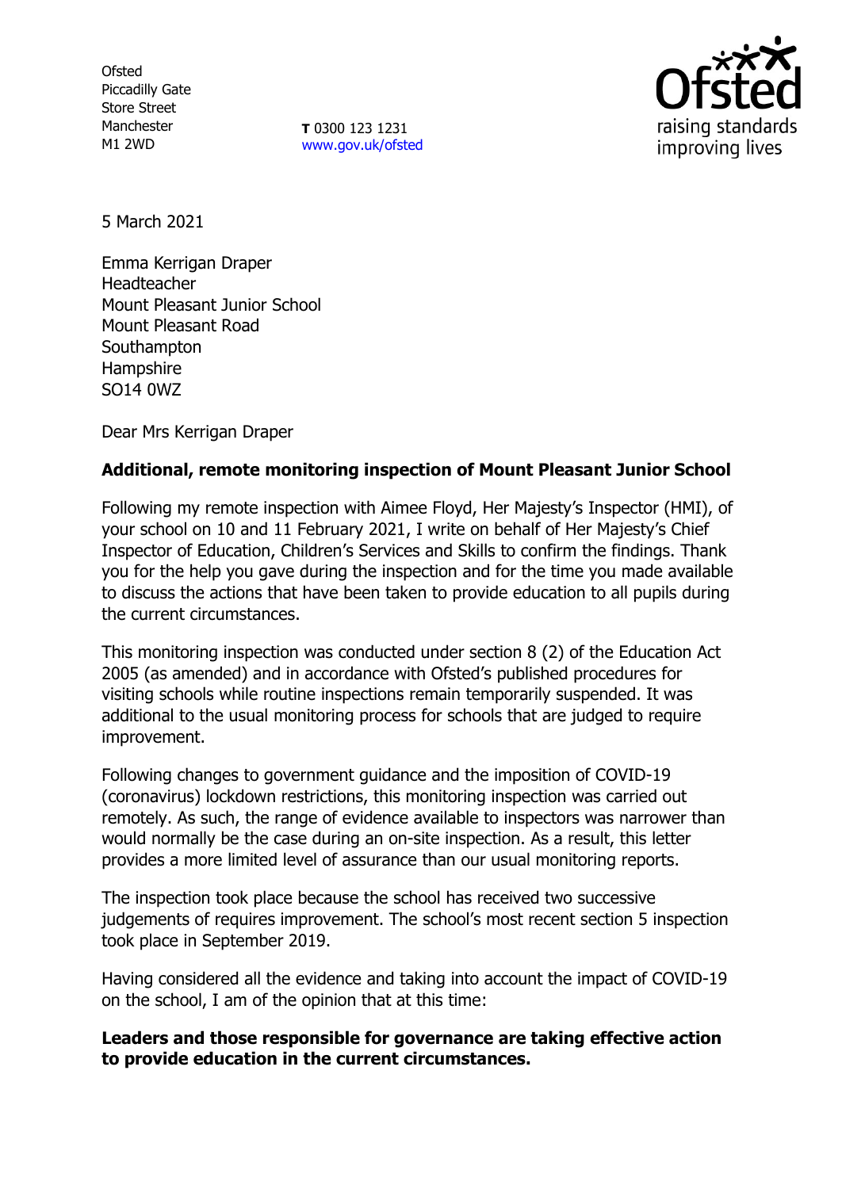Ofsted
Piccadilly Gate
Store Street
Manchester
M1 2WD

**T** 0300 123 1231
www.gov.uk/ofsted

5 March 2021

Emma Kerrigan Draper
Headteacher
Mount Pleasant Junior School
Mount Pleasant Road
Southampton
Hampshire
SO14 0WZ

Dear Mrs Kerrigan Draper

**Additional, remote monitoring inspection of Mount Pleasant Junior School**

Following my remote inspection with Aimee Floyd, Her Majesty's Inspector (HMI), of your school on 10 and 11 February 2021, I write on behalf of Her Majesty's Chief Inspector of Education, Children's Services and Skills to confirm the findings. Thank you for the help you gave during the inspection and for the time you made available to discuss the actions that have been taken to provide education to all pupils during the current circumstances.

This monitoring inspection was conducted under section 8 (2) of the Education Act 2005 (as amended) and in accordance with Ofsted's published procedures for visiting schools while routine inspections remain temporarily suspended. It was additional to the usual monitoring process for schools that are judged to require improvement.

Following changes to government guidance and the imposition of COVID-19 (coronavirus) lockdown restrictions, this monitoring inspection was carried out remotely. As such, the range of evidence available to inspectors was narrower than would normally be the case during an on-site inspection. As a result, this letter provides a more limited level of assurance than our usual monitoring reports.

The inspection took place because the school has received two successive judgements of requires improvement. The school's most recent section 5 inspection took place in September 2019.

Having considered all the evidence and taking into account the impact of COVID-19 on the school, I am of the opinion that at this time:

**Leaders and those responsible for governance are taking effective action to provide education in the current circumstances.**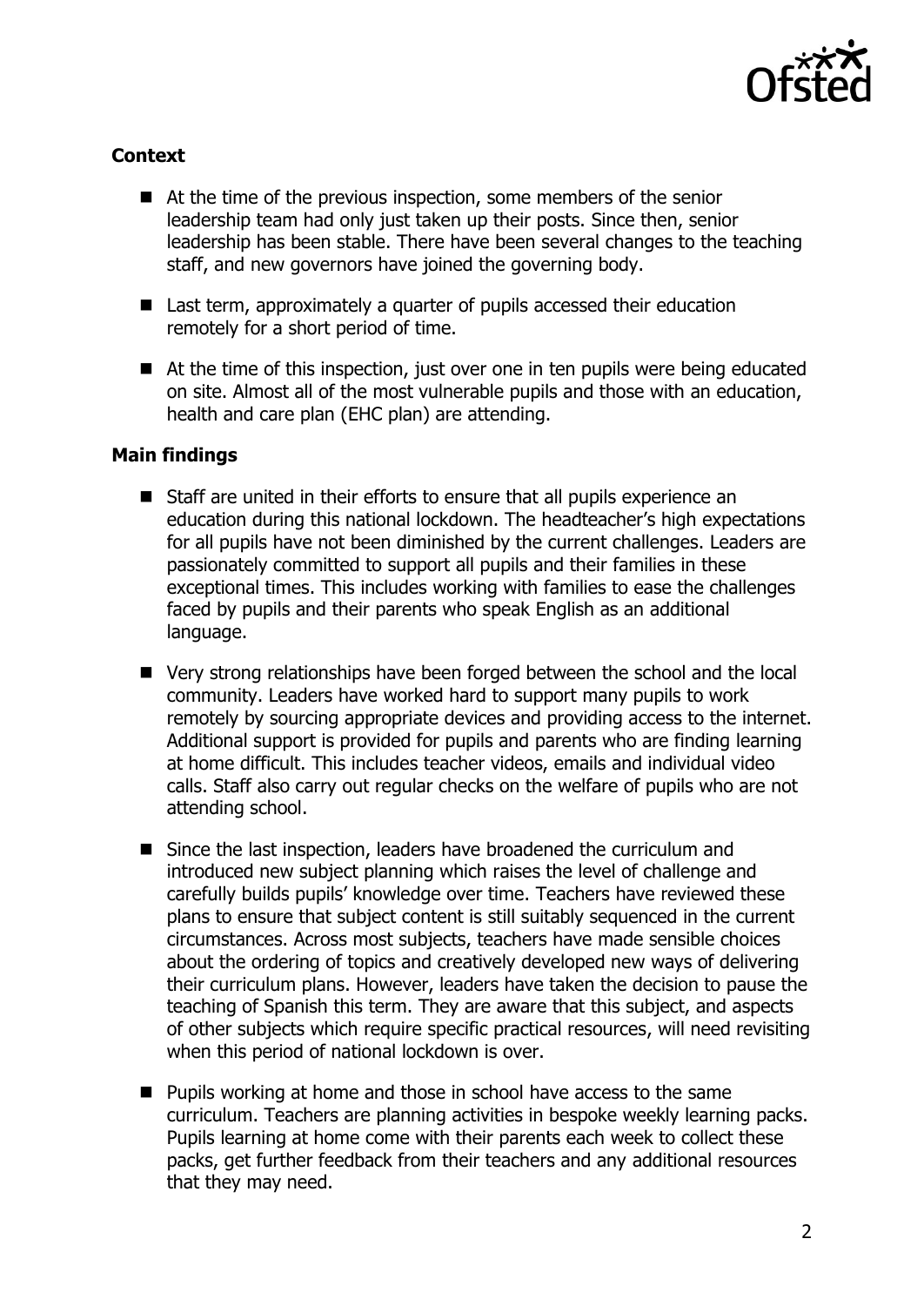## Context

- At the time of the previous inspection, some members of the senior leadership team had only just taken up their posts. Since then, senior leadership has been stable. There have been several changes to the teaching staff, and new governors have joined the governing body.
- Last term, approximately a quarter of pupils accessed their education remotely for a short period of time.
- At the time of this inspection, just over one in ten pupils were being educated on site. Almost all of the most vulnerable pupils and those with an education, health and care plan (EHC plan) are attending.

## Main findings

- Staff are united in their efforts to ensure that all pupils experience an education during this national lockdown. The headteacher's high expectations for all pupils have not been diminished by the current challenges. Leaders are passionately committed to support all pupils and their families in these exceptional times. This includes working with families to ease the challenges faced by pupils and their parents who speak English as an additional language.
- Very strong relationships have been forged between the school and the local community. Leaders have worked hard to support many pupils to work remotely by sourcing appropriate devices and providing access to the internet. Additional support is provided for pupils and parents who are finding learning at home difficult. This includes teacher videos, emails and individual video calls. Staff also carry out regular checks on the welfare of pupils who are not attending school.
- Since the last inspection, leaders have broadened the curriculum and introduced new subject planning which raises the level of challenge and carefully builds pupils' knowledge over time. Teachers have reviewed these plans to ensure that subject content is still suitably sequenced in the current circumstances. Across most subjects, teachers have made sensible choices about the ordering of topics and creatively developed new ways of delivering their curriculum plans. However, leaders have taken the decision to pause the teaching of Spanish this term. They are aware that this subject, and aspects of other subjects which require specific practical resources, will need revisiting when this period of national lockdown is over.
- Pupils working at home and those in school have access to the same curriculum. Teachers are planning activities in bespoke weekly learning packs. Pupils learning at home come with their parents each week to collect these packs, get further feedback from their teachers and any additional resources that they may need.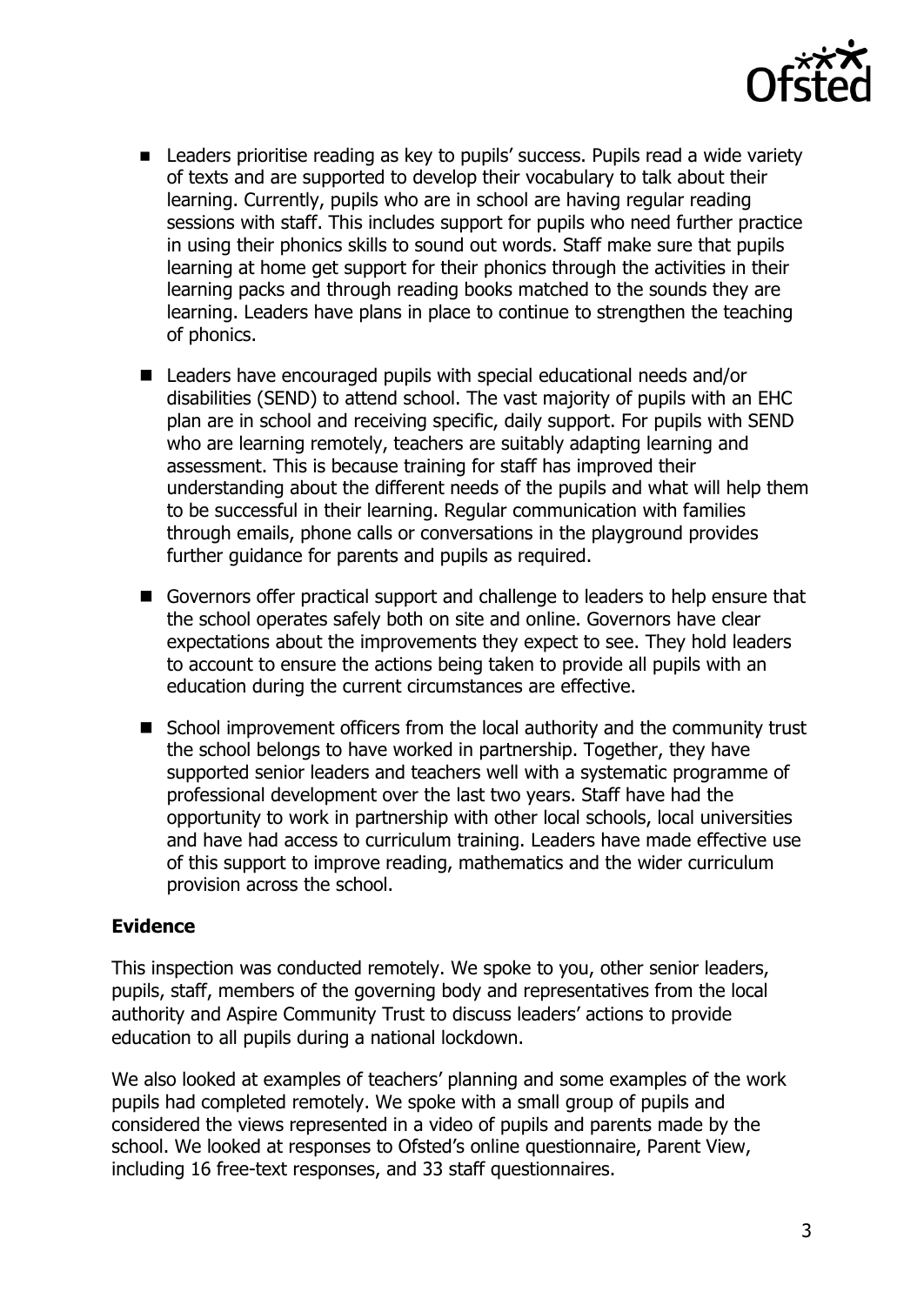- Leaders prioritise reading as key to pupils' success. Pupils read a wide variety of texts and are supported to develop their vocabulary to talk about their learning. Currently, pupils who are in school are having regular reading sessions with staff. This includes support for pupils who need further practice in using their phonics skills to sound out words. Staff make sure that pupils learning at home get support for their phonics through the activities in their learning packs and through reading books matched to the sounds they are learning. Leaders have plans in place to continue to strengthen the teaching of phonics.

- Leaders have encouraged pupils with special educational needs and/or disabilities (SEND) to attend school. The vast majority of pupils with an EHC plan are in school and receiving specific, daily support. For pupils with SEND who are learning remotely, teachers are suitably adapting learning and assessment. This is because training for staff has improved their understanding about the different needs of the pupils and what will help them to be successful in their learning. Regular communication with families through emails, phone calls or conversations in the playground provides further guidance for parents and pupils as required.

- Governors offer practical support and challenge to leaders to help ensure that the school operates safely both on site and online. Governors have clear expectations about the improvements they expect to see. They hold leaders to account to ensure the actions being taken to provide all pupils with an education during the current circumstances are effective.

- School improvement officers from the local authority and the community trust the school belongs to have worked in partnership. Together, they have supported senior leaders and teachers well with a systematic programme of professional development over the last two years. Staff have had the opportunity to work in partnership with other local schools, local universities and have had access to curriculum training. Leaders have made effective use of this support to improve reading, mathematics and the wider curriculum provision across the school.

**Evidence**

This inspection was conducted remotely. We spoke to you, other senior leaders, pupils, staff, members of the governing body and representatives from the local authority and Aspire Community Trust to discuss leaders' actions to provide education to all pupils during a national lockdown.

We also looked at examples of teachers' planning and some examples of the work pupils had completed remotely. We spoke with a small group of pupils and considered the views represented in a video of pupils and parents made by the school. We looked at responses to Ofsted's online questionnaire, Parent View, including 16 free-text responses, and 33 staff questionnaires.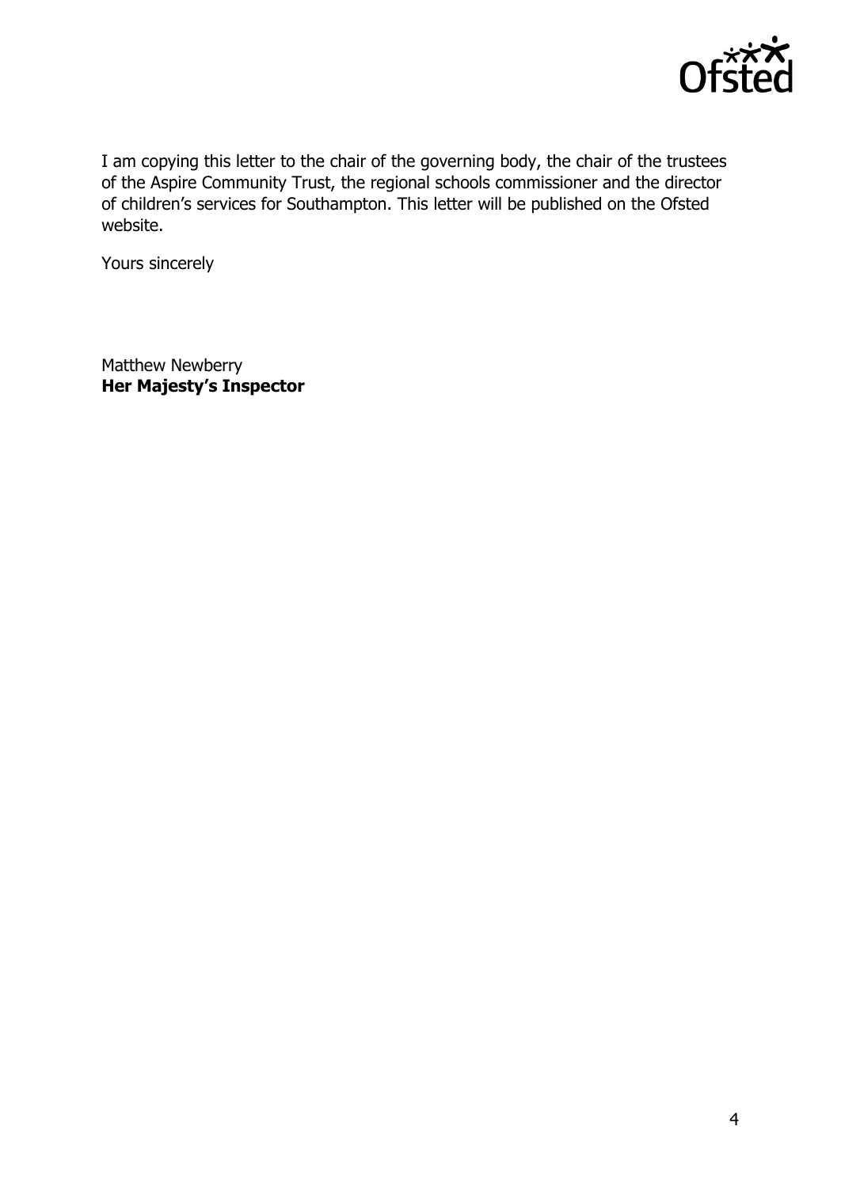I am copying this letter to the chair of the governing body, the chair of the trustees of the Aspire Community Trust, the regional schools commissioner and the director of children's services for Southampton. This letter will be published on the Ofsted website.

Yours sincerely

Matthew Newberry
**Her Majesty's Inspector**